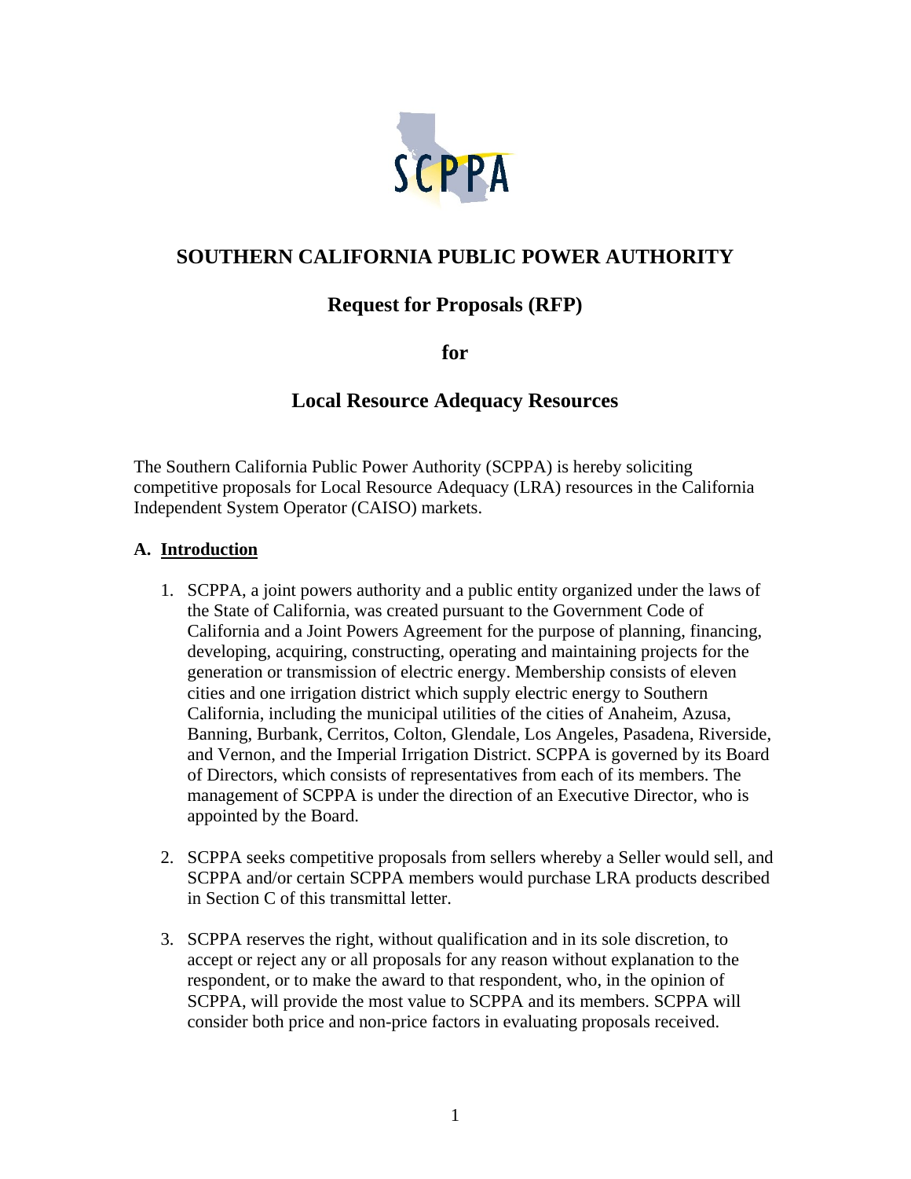# SOUTHERN CALIFORNIA PUBLIC POWER AUTHORITY

## Request for Proposals (RFP)

## for

## Local Resource Adequacy Resources

The Southern California Public Power Authority (SCPPA) is hereby soliciting competitive proposals for Local Resource Adequacy (LRA) resources in the California Independent System Operator (CAISO) markets.

### A. Introduction

1. SCPPA, a joint powers authority and a public entity organized under the laws of the State of California, was created pursuant to the Government Code of California and a Joint Powers Agreement for the purpose of planning, financing, developing, acquiring, constructing, operating and maintaining projects for the generation or transmission of electric energy. Membership consists of eleven cities and one irrigation district which supply electric energy to Southern California, including the municipal utilities of the cities of Anaheim, Azusa, Banning, Burbank, Cerritos, Colton, Glendale, Los Angeles, Pasadena, Riverside, and Vernon, and the Imperial Irrigation District. SCPPA is governed by its Board of Directors, which consists of representatives from each of its members. The management of SCPPA is under the direction of an Executive Director, who is appointed by the Board.

2. SCPPA seeks competitive proposals from sellers whereby a Seller would sell, and SCPPA and/or certain SCPPA members would purchase LRA products described in Section C of this transmittal letter.

3. SCPPA reserves the right, without qualification and in its sole discretion, to accept or reject any or all proposals for any reason without explanation to the respondent, or to make the award to that respondent, who, in the opinion of SCPPA, will provide the most value to SCPPA and its members. SCPPA will consider both price and non-price factors in evaluating proposals received.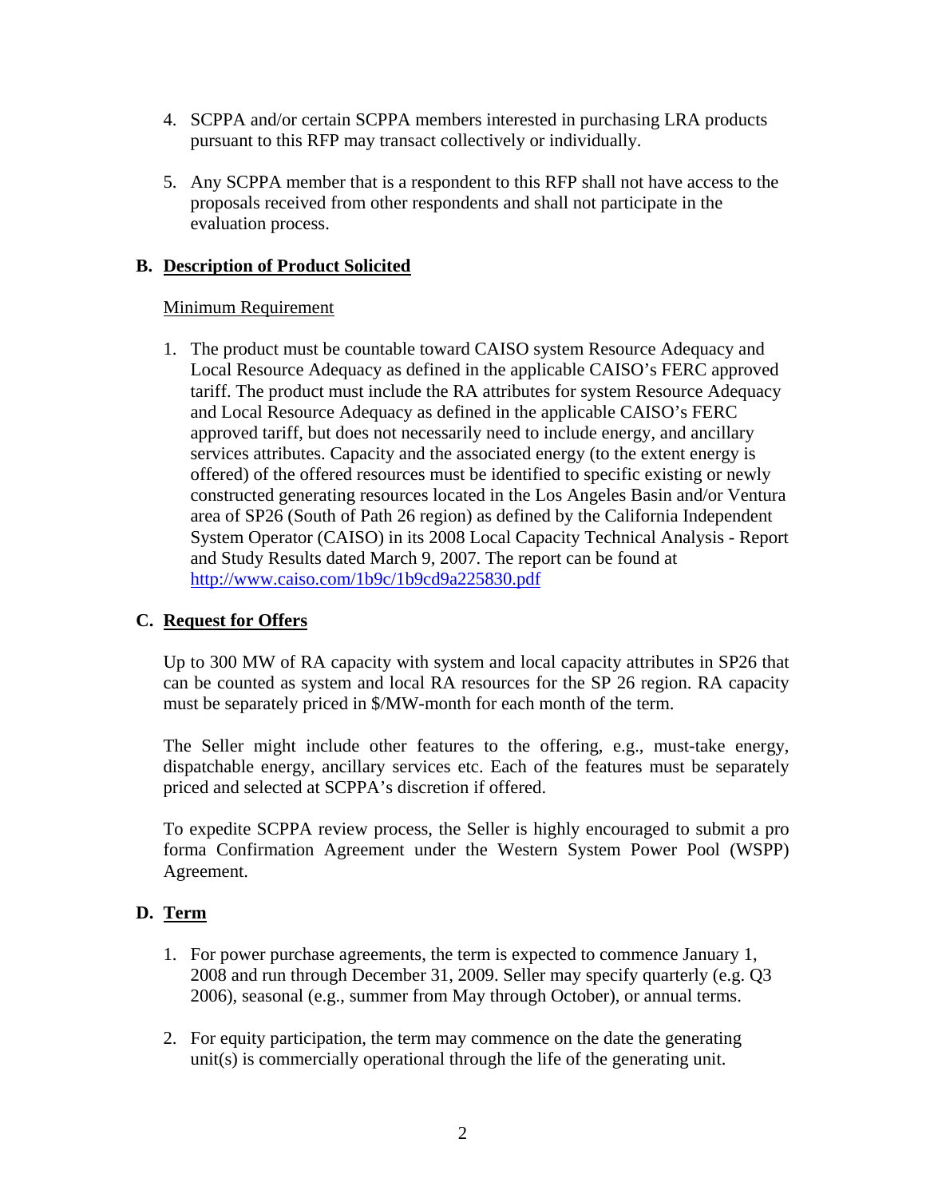4. SCPPA and/or certain SCPPA members interested in purchasing LRA products pursuant to this RFP may transact collectively or individually.

5. Any SCPPA member that is a respondent to this RFP shall not have access to the proposals received from other respondents and shall not participate in the evaluation process.

## B. Description of Product Solicited

Minimum Requirement

1. The product must be countable toward CAISO system Resource Adequacy and Local Resource Adequacy as defined in the applicable CAISO's FERC approved tariff. The product must include the RA attributes for system Resource Adequacy and Local Resource Adequacy as defined in the applicable CAISO's FERC approved tariff, but does not necessarily need to include energy, and ancillary services attributes. Capacity and the associated energy (to the extent energy is offered) of the offered resources must be identified to specific existing or newly constructed generating resources located in the Los Angeles Basin and/or Ventura area of SP26 (South of Path 26 region) as defined by the California Independent System Operator (CAISO) in its 2008 Local Capacity Technical Analysis - Report and Study Results dated March 9, 2007. The report can be found at http://www.caiso.com/1b9c/1b9cd9a225830.pdf

## C. Request for Offers

Up to 300 MW of RA capacity with system and local capacity attributes in SP26 that can be counted as system and local RA resources for the SP 26 region. RA capacity must be separately priced in $/MW-month for each month of the term.

The Seller might include other features to the offering, e.g., must-take energy, dispatchable energy, ancillary services etc. Each of the features must be separately priced and selected at SCPPA's discretion if offered.

To expedite SCPPA review process, the Seller is highly encouraged to submit a pro forma Confirmation Agreement under the Western System Power Pool (WSPP) Agreement.

## D. Term

1. For power purchase agreements, the term is expected to commence January 1, 2008 and run through December 31, 2009. Seller may specify quarterly (e.g. Q3 2006), seasonal (e.g., summer from May through October), or annual terms.

2. For equity participation, the term may commence on the date the generating unit(s) is commercially operational through the life of the generating unit.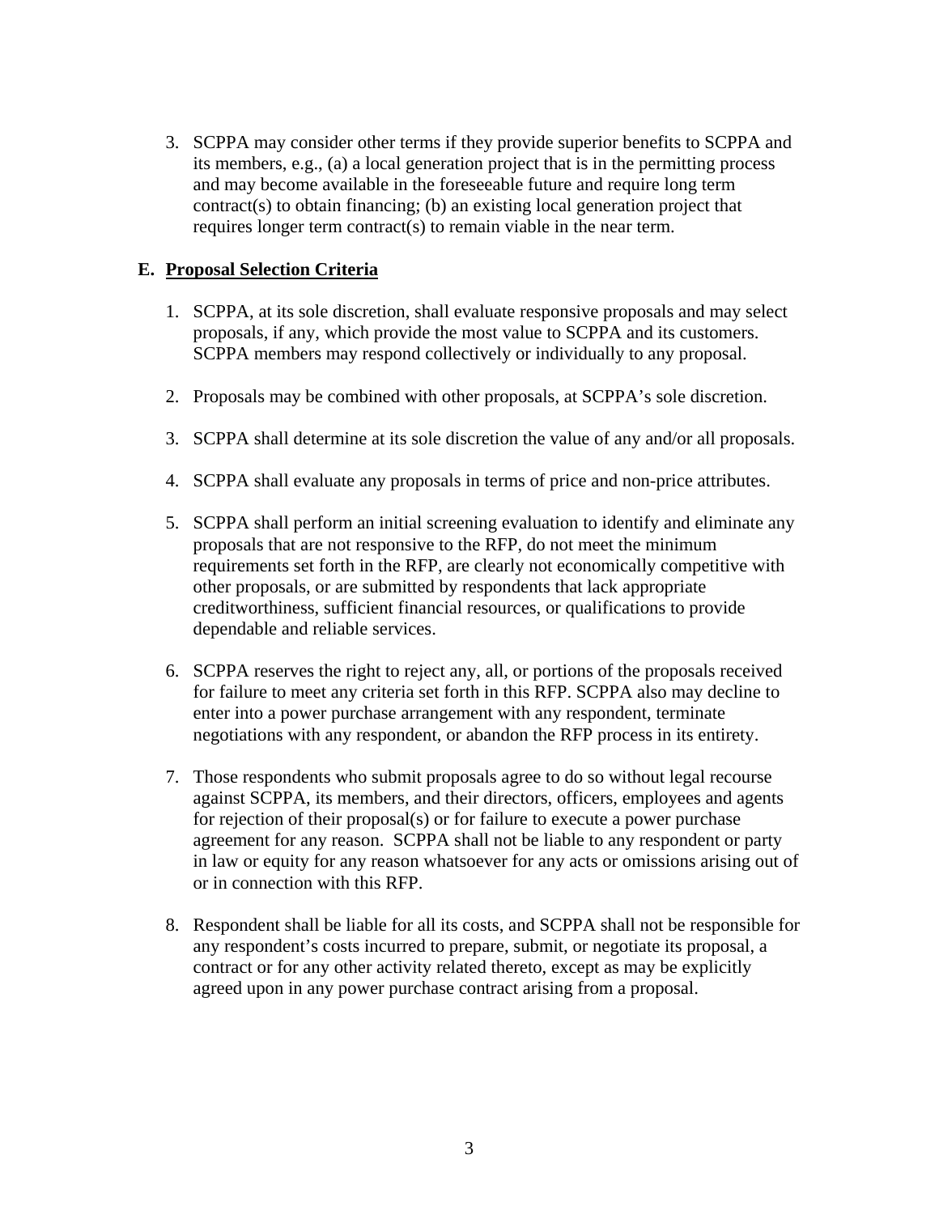3. SCPPA may consider other terms if they provide superior benefits to SCPPA and its members, e.g., (a) a local generation project that is in the permitting process and may become available in the foreseeable future and require long term contract(s) to obtain financing; (b) an existing local generation project that requires longer term contract(s) to remain viable in the near term.

## E. Proposal Selection Criteria

1. SCPPA, at its sole discretion, shall evaluate responsive proposals and may select proposals, if any, which provide the most value to SCPPA and its customers. SCPPA members may respond collectively or individually to any proposal.

2. Proposals may be combined with other proposals, at SCPPA's sole discretion.

3. SCPPA shall determine at its sole discretion the value of any and/or all proposals.

4. SCPPA shall evaluate any proposals in terms of price and non-price attributes.

5. SCPPA shall perform an initial screening evaluation to identify and eliminate any proposals that are not responsive to the RFP, do not meet the minimum requirements set forth in the RFP, are clearly not economically competitive with other proposals, or are submitted by respondents that lack appropriate creditworthiness, sufficient financial resources, or qualifications to provide dependable and reliable services.

6. SCPPA reserves the right to reject any, all, or portions of the proposals received for failure to meet any criteria set forth in this RFP. SCPPA also may decline to enter into a power purchase arrangement with any respondent, terminate negotiations with any respondent, or abandon the RFP process in its entirety.

7. Those respondents who submit proposals agree to do so without legal recourse against SCPPA, its members, and their directors, officers, employees and agents for rejection of their proposal(s) or for failure to execute a power purchase agreement for any reason. SCPPA shall not be liable to any respondent or party in law or equity for any reason whatsoever for any acts or omissions arising out of or in connection with this RFP.

8. Respondent shall be liable for all its costs, and SCPPA shall not be responsible for any respondent's costs incurred to prepare, submit, or negotiate its proposal, a contract or for any other activity related thereto, except as may be explicitly agreed upon in any power purchase contract arising from a proposal.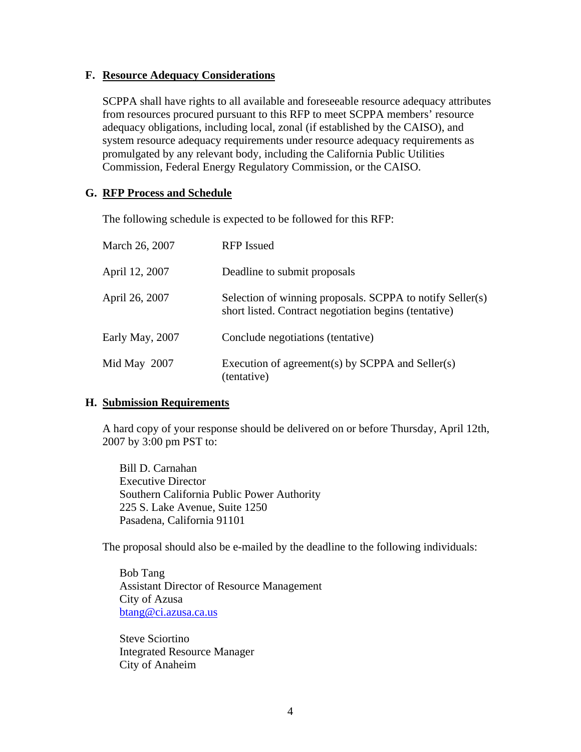### F. Resource Adequacy Considerations

SCPPA shall have rights to all available and foreseeable resource adequacy attributes from resources procured pursuant to this RFP to meet SCPPA members' resource adequacy obligations, including local, zonal (if established by the CAISO), and system resource adequacy requirements under resource adequacy requirements as promulgated by any relevant body, including the California Public Utilities Commission, Federal Energy Regulatory Commission, or the CAISO.

### G. RFP Process and Schedule

The following schedule is expected to be followed for this RFP:

| | |
|---|---|
| March 26, 2007 | RFP Issued |
| April 12, 2007 | Deadline to submit proposals |
| April 26, 2007 | Selection of winning proposals. SCPPA to notify Seller(s) short listed. Contract negotiation begins (tentative) |
| Early May, 2007 | Conclude negotiations (tentative) |
| Mid May 2007 | Execution of agreement(s) by SCPPA and Seller(s) (tentative) |

### H. Submission Requirements

A hard copy of your response should be delivered on or before Thursday, April 12th, 2007 by 3:00 pm PST to:

Bill D. Carnahan
Executive Director
Southern California Public Power Authority
225 S. Lake Avenue, Suite 1250
Pasadena, California 91101

The proposal should also be e-mailed by the deadline to the following individuals:

Bob Tang
Assistant Director of Resource Management
City of Azusa
btang@ci.azusa.ca.us

Steve Sciortino
Integrated Resource Manager
City of Anaheim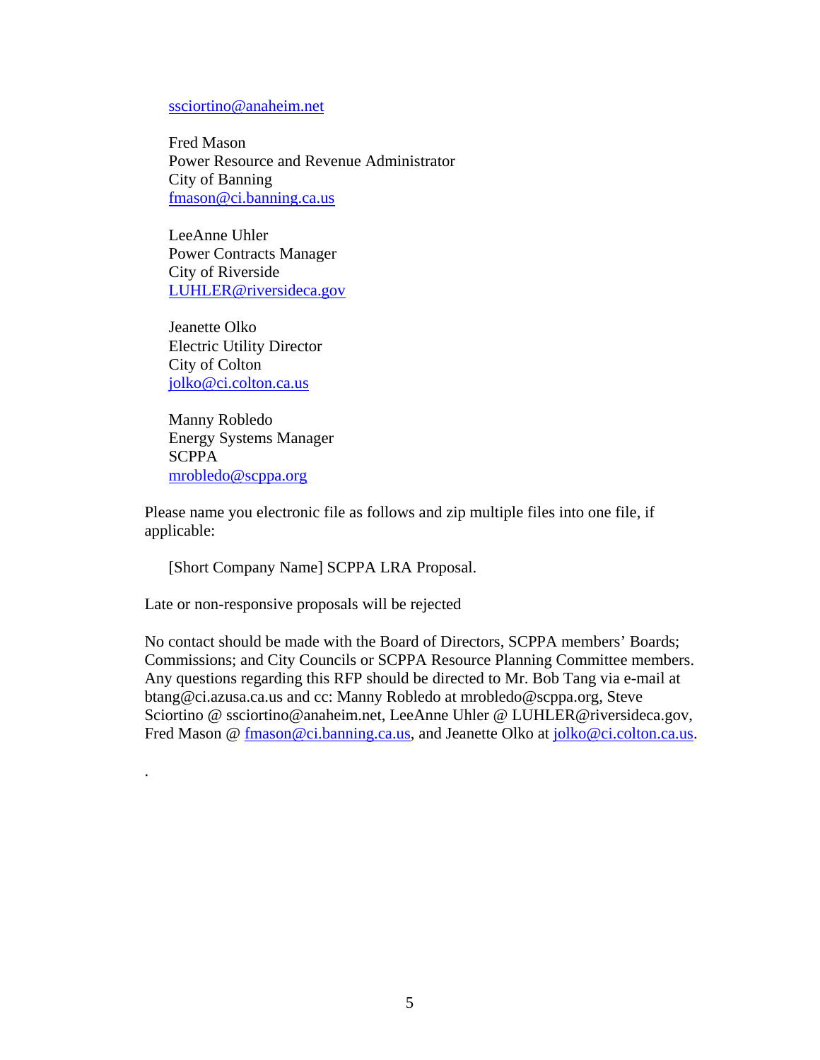ssciortino@anaheim.net

Fred Mason
Power Resource and Revenue Administrator
City of Banning
fmason@ci.banning.ca.us

LeeAnne Uhler
Power Contracts Manager
City of Riverside
LUHLER@riversideca.gov

Jeanette Olko
Electric Utility Director
City of Colton
jolko@ci.colton.ca.us

Manny Robledo
Energy Systems Manager
SCPPA
mrobledo@scppa.org

Please name you electronic file as follows and zip multiple files into one file, if applicable:

[Short Company Name] SCPPA LRA Proposal.

Late or non-responsive proposals will be rejected

No contact should be made with the Board of Directors, SCPPA members' Boards; Commissions; and City Councils or SCPPA Resource Planning Committee members. Any questions regarding this RFP should be directed to Mr. Bob Tang via e-mail at btang@ci.azusa.ca.us and cc: Manny Robledo at mrobledo@scppa.org, Steve Sciortino @ ssciortino@anaheim.net, LeeAnne Uhler @ LUHLER@riversideca.gov, Fred Mason @ fmason@ci.banning.ca.us, and Jeanette Olko at jolko@ci.colton.ca.us.

.